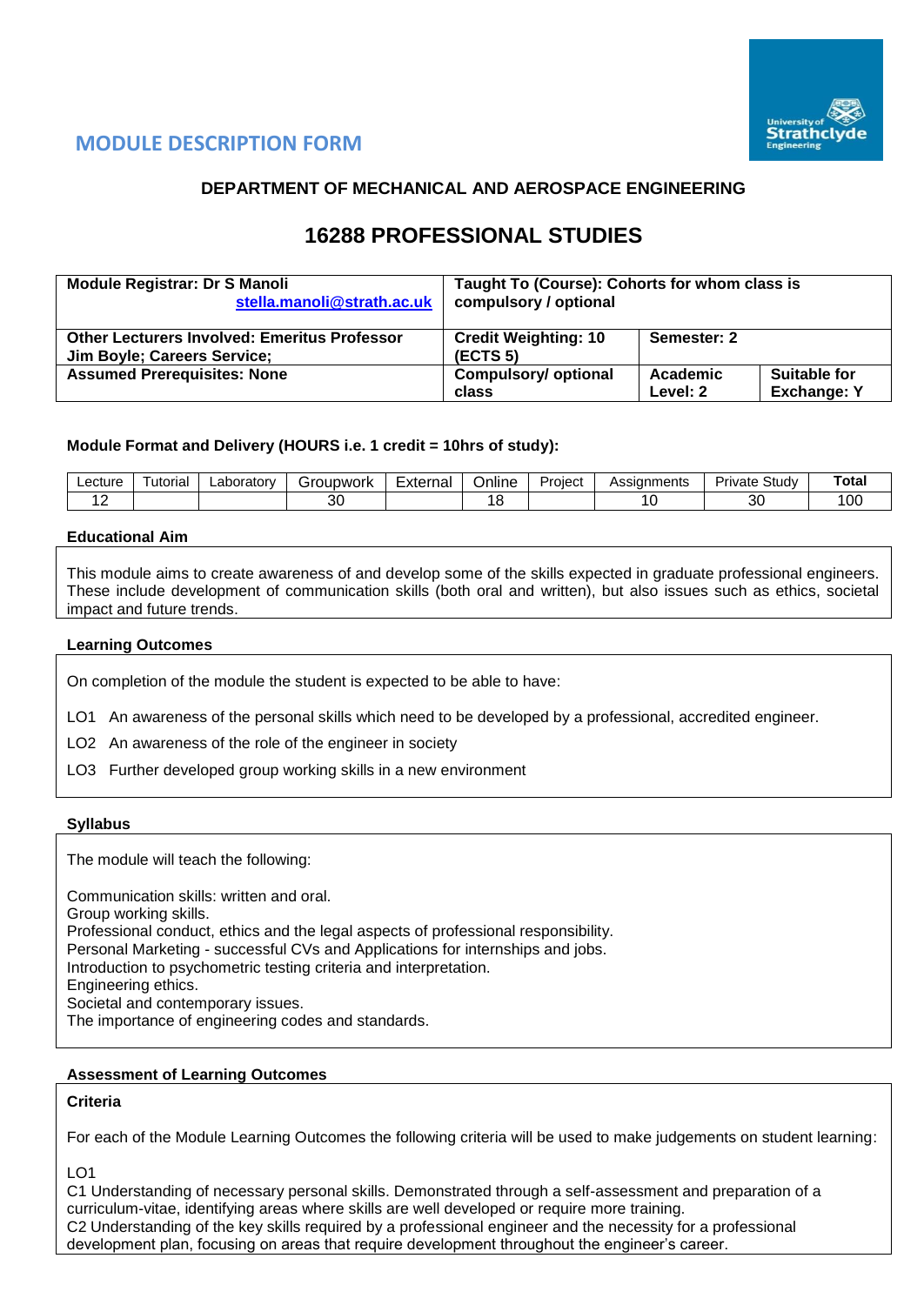## MODULE DESCRIPTION FORM

### DEPARTMENT OF MECHANICAL AND AEROSPACE ENGINEERING

# 16288 PROFESSIONAL STUDIES

| **Module Registrar: Dr S Manoli** stella.manoli@strath.ac.uk | **Taught To (Course): Cohorts for whom class is compulsory / optional** | | |
|---|---|---|---|
| **Other Lecturers Involved: Emeritus Professor Jim Boyle; Careers Service;** | **Credit Weighting: 10 (ECTS 5)** | **Semester: 2** | |
| **Assumed Prerequisites: None** | **Compulsory/ optional class** | **Academic Level: 2** | **Suitable for Exchange: Y** |

**Module Format and Delivery (HOURS i.e. 1 credit = 10hrs of study):**

| Lecture | Tutorial | Laboratory | Groupwork | External | Online | Project | Assignments | Private Study | **Total** |
|---|---|---|---|---|---|---|---|---|---|
| 12 | | | 30 | | 18 | | 10 | 30 | 100 |

**Educational Aim**

This module aims to create awareness of and develop some of the skills expected in graduate professional engineers. These include development of communication skills (both oral and written), but also issues such as ethics, societal impact and future trends.

**Learning Outcomes**

On completion of the module the student is expected to be able to have:

LO1 An awareness of the personal skills which need to be developed by a professional, accredited engineer.

LO2 An awareness of the role of the engineer in society

LO3 Further developed group working skills in a new environment

**Syllabus**

The module will teach the following:

Communication skills: written and oral.
Group working skills.
Professional conduct, ethics and the legal aspects of professional responsibility.
Personal Marketing - successful CVs and Applications for internships and jobs.
Introduction to psychometric testing criteria and interpretation.
Engineering ethics.
Societal and contemporary issues.
The importance of engineering codes and standards.

**Assessment of Learning Outcomes**

**Criteria**

For each of the Module Learning Outcomes the following criteria will be used to make judgements on student learning:

LO1
C1 Understanding of necessary personal skills. Demonstrated through a self-assessment and preparation of a curriculum-vitae, identifying areas where skills are well developed or require more training.
C2 Understanding of the key skills required by a professional engineer and the necessity for a professional development plan, focusing on areas that require development throughout the engineer's career.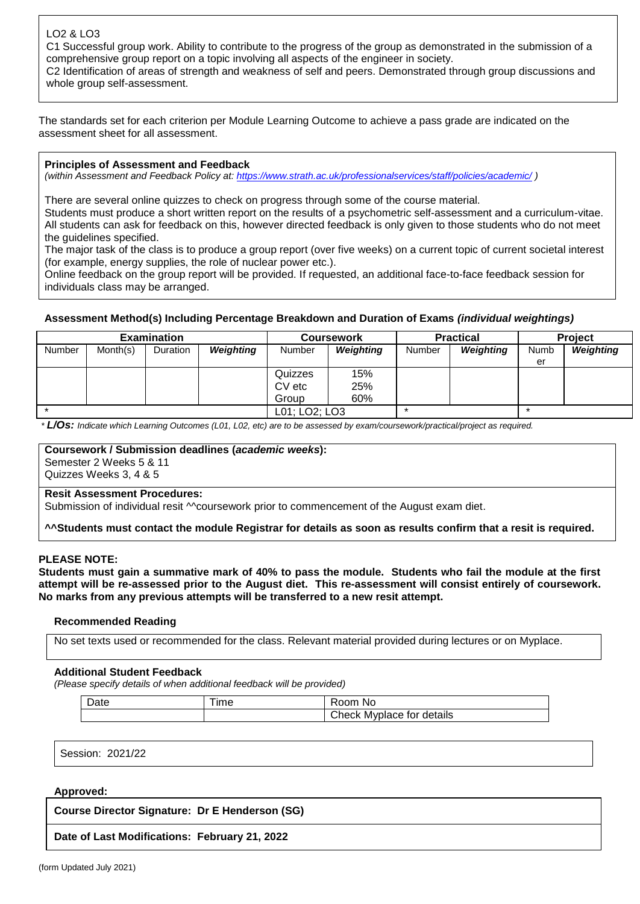LO2 & LO3

C1 Successful group work. Ability to contribute to the progress of the group as demonstrated in the submission of a comprehensive group report on a topic involving all aspects of the engineer in society.

C2 Identification of areas of strength and weakness of self and peers. Demonstrated through group discussions and whole group self-assessment.

The standards set for each criterion per Module Learning Outcome to achieve a pass grade are indicated on the assessment sheet for all assessment.

**Principles of Assessment and Feedback**

*(within Assessment and Feedback Policy at: https://www.strath.ac.uk/professionalservices/staff/policies/academic/ )*

There are several online quizzes to check on progress through some of the course material.

Students must produce a short written report on the results of a psychometric self-assessment and a curriculum-vitae. All students can ask for feedback on this, however directed feedback is only given to those students who do not meet the guidelines specified.

The major task of the class is to produce a group report (over five weeks) on a current topic of current societal interest (for example, energy supplies, the role of nuclear power etc.).

Online feedback on the group report will be provided. If requested, an additional face-to-face feedback session for individuals class may be arranged.

**Assessment Method(s) Including Percentage Breakdown and Duration of Exams *(individual weightings)***

| Examination | | | | Coursework | | Practical | | Project | |
|---|---|---|---|---|---|---|---|---|---|
| Number | Month(s) | Duration | ***Weighting*** | Number | ***Weighting*** | Number | ***Weighting*** | Number | ***Weighting*** |
| | | | | Quizzes<br>CV etc<br>Group | 15%<br>25%<br>60% | | | | |
| * | | | | L01; LO2; LO3 | | * | | * | |

\* ***L/Os:*** *Indicate which Learning Outcomes (L01, L02, etc) are to be assessed by exam/coursework/practical/project as required.*

**Coursework / Submission deadlines (*academic weeks*):**

Semester 2 Weeks 5 & 11

Quizzes Weeks 3, 4 & 5

**Resit Assessment Procedures:**

Submission of individual resit ^^coursework prior to commencement of the August exam diet.

**^^Students must contact the module Registrar for details as soon as results confirm that a resit is required.**

**PLEASE NOTE:**

**Students must gain a summative mark of 40% to pass the module. Students who fail the module at the first attempt will be re-assessed prior to the August diet. This re-assessment will consist entirely of coursework. No marks from any previous attempts will be transferred to a new resit attempt.**

**Recommended Reading**

No set texts used or recommended for the class. Relevant material provided during lectures or on Myplace.

**Additional Student Feedback**

*(Please specify details of when additional feedback will be provided)*

| Date | Time | Room No |
|---|---|---|
| | | Check Myplace for details |

Session: 2021/22

**Approved:**

**Course Director Signature: Dr E Henderson (SG)**

**Date of Last Modifications: February 21, 2022**

(form Updated July 2021)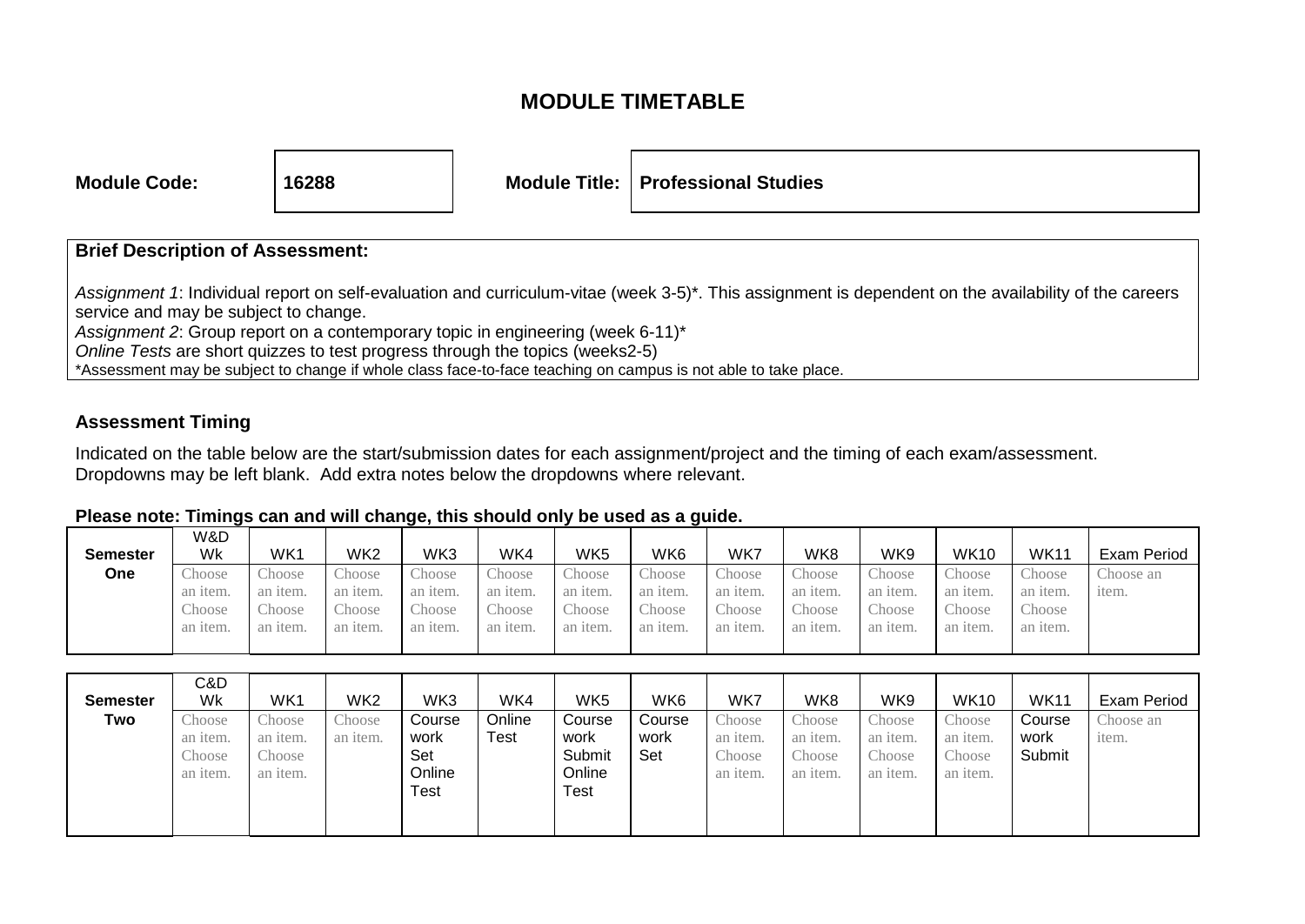# MODULE TIMETABLE

| | | | |
|---|---|---|---|
| **Module Code:** | **16288** | **Module Title:** | **Professional Studies** |

**Brief Description of Assessment:**

*Assignment 1*: Individual report on self-evaluation and curriculum-vitae (week 3-5)*. This assignment is dependent on the availability of the careers service and may be subject to change.
*Assignment 2*: Group report on a contemporary topic in engineering (week 6-11)*
*Online Tests* are short quizzes to test progress through the topics (weeks2-5)
*Assessment may be subject to change if whole class face-to-face teaching on campus is not able to take place.

## Assessment Timing

Indicated on the table below are the start/submission dates for each assignment/project and the timing of each exam/assessment. Dropdowns may be left blank. Add extra notes below the dropdowns where relevant.

**Please note: Timings can and will change, this should only be used as a guide.**

| Semester | W&D Wk | WK1 | WK2 | WK3 | WK4 | WK5 | WK6 | WK7 | WK8 | WK9 | WK10 | WK11 | Exam Period |
|---|---|---|---|---|---|---|---|---|---|---|---|---|---|
| **One** | Choose an item. Choose an item. | Choose an item. Choose an item. | Choose an item. Choose an item. | Choose an item. Choose an item. | Choose an item. Choose an item. | Choose an item. Choose an item. | Choose an item. Choose an item. | Choose an item. Choose an item. | Choose an item. Choose an item. | Choose an item. Choose an item. | Choose an item. Choose an item. | Choose an item. Choose an item. | Choose an item. |

| Semester | C&D Wk | WK1 | WK2 | WK3 | WK4 | WK5 | WK6 | WK7 | WK8 | WK9 | WK10 | WK11 | Exam Period |
|---|---|---|---|---|---|---|---|---|---|---|---|---|---|
| **Two** | Choose an item. Choose an item. | Choose an item. Choose an item. | Choose an item. | Course work Set Online Test | Online Test | Course work Submit Online Test | Course work Set | Choose an item. Choose an item. | Choose an item. Choose an item. | Choose an item. Choose an item. | Choose an item. Choose an item. | Course work Submit | Choose an item. |